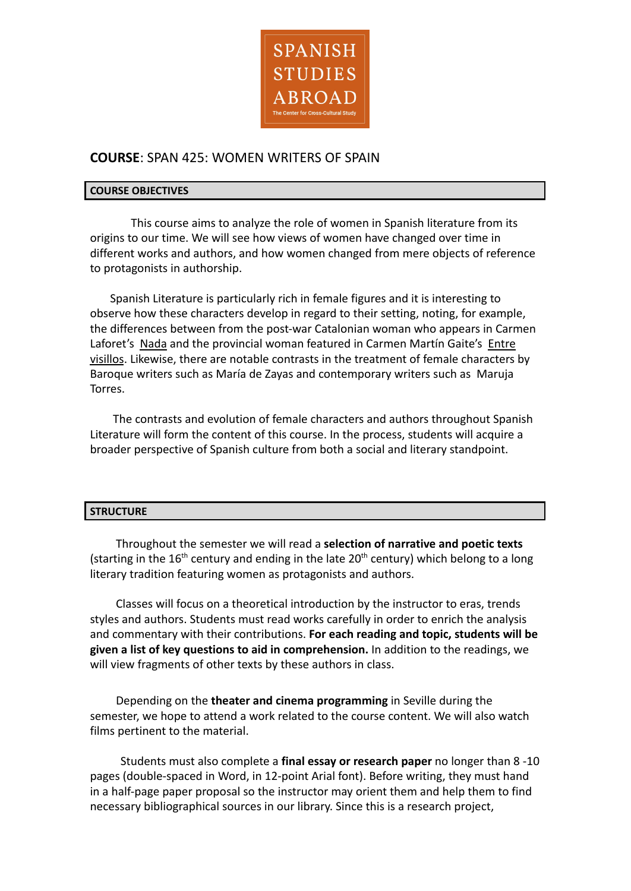SPANISH STUDIES ABROAD

The Center for Cross-Cultural Study

**COURSE**: SPAN 425: WOMEN WRITERS OF SPAIN

## COURSE OBJECTIVES

This course aims to analyze the role of women in Spanish literature from its origins to our time. We will see how views of women have changed over time in different works and authors, and how women changed from mere objects of reference to protagonists in authorship.

Spanish Literature is particularly rich in female figures and it is interesting to observe how these characters develop in regard to their setting, noting, for example, the differences between from the post-war Catalonian woman who appears in Carmen Laforet's Nada and the provincial woman featured in Carmen Martín Gaite's Entre visillos. Likewise, there are notable contrasts in the treatment of female characters by Baroque writers such as María de Zayas and contemporary writers such as Maruja Torres.

The contrasts and evolution of female characters and authors throughout Spanish Literature will form the content of this course. In the process, students will acquire a broader perspective of Spanish culture from both a social and literary standpoint.

## STRUCTURE

Throughout the semester we will read a **selection of narrative and poetic texts** (starting in the 16th century and ending in the late 20th century) which belong to a long literary tradition featuring women as protagonists and authors.

Classes will focus on a theoretical introduction by the instructor to eras, trends styles and authors. Students must read works carefully in order to enrich the analysis and commentary with their contributions. **For each reading and topic, students will be given a list of key questions to aid in comprehension.** In addition to the readings, we will view fragments of other texts by these authors in class.

Depending on the **theater and cinema programming** in Seville during the semester, we hope to attend a work related to the course content. We will also watch films pertinent to the material.

Students must also complete a **final essay or research paper** no longer than 8 -10 pages (double-spaced in Word, in 12-point Arial font). Before writing, they must hand in a half-page paper proposal so the instructor may orient them and help them to find necessary bibliographical sources in our library. Since this is a research project,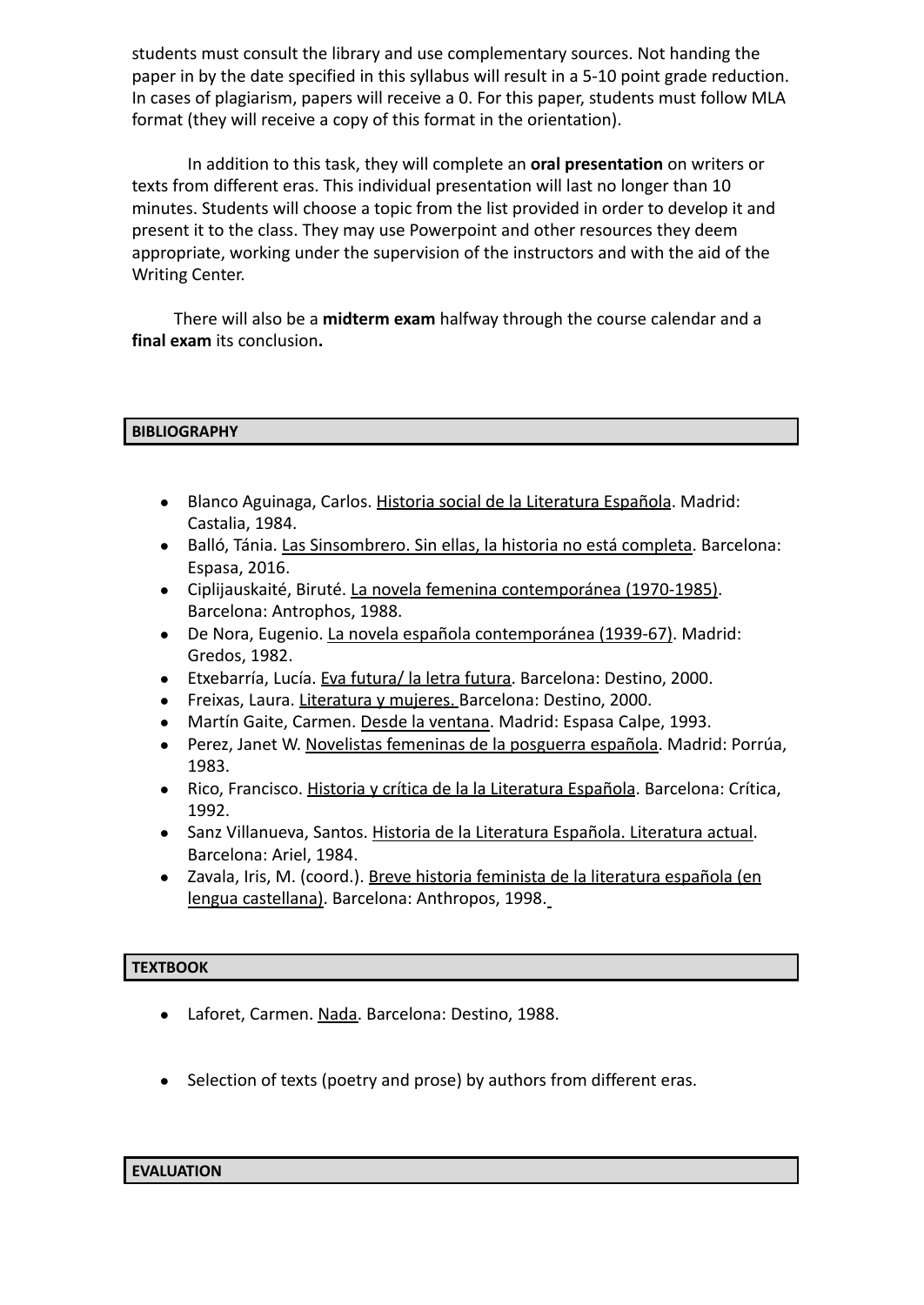students must consult the library and use complementary sources. Not handing the paper in by the date specified in this syllabus will result in a 5-10 point grade reduction. In cases of plagiarism, papers will receive a 0. For this paper, students must follow MLA format (they will receive a copy of this format in the orientation).

In addition to this task, they will complete an **oral presentation** on writers or texts from different eras. This individual presentation will last no longer than 10 minutes. Students will choose a topic from the list provided in order to develop it and present it to the class. They may use Powerpoint and other resources they deem appropriate, working under the supervision of the instructors and with the aid of the Writing Center.

There will also be a **midterm exam** halfway through the course calendar and a **final exam** its conclusion**.**

## BIBLIOGRAPHY

- Blanco Aguinaga, Carlos. Historia social de la Literatura Española. Madrid: Castalia, 1984.
- Balló, Tánia. Las Sinsombrero. Sin ellas, la historia no está completa. Barcelona: Espasa, 2016.
- Ciplijauskaité, Biruté. La novela femenina contemporánea (1970-1985). Barcelona: Antrophos, 1988.
- De Nora, Eugenio. La novela española contemporánea (1939-67). Madrid: Gredos, 1982.
- Etxebarría, Lucía. Eva futura/ la letra futura. Barcelona: Destino, 2000.
- Freixas, Laura. Literatura y mujeres. Barcelona: Destino, 2000.
- Martín Gaite, Carmen. Desde la ventana. Madrid: Espasa Calpe, 1993.
- Perez, Janet W. Novelistas femeninas de la posguerra española. Madrid: Porrúa, 1983.
- Rico, Francisco. Historia y crítica de la la Literatura Española. Barcelona: Crítica, 1992.
- Sanz Villanueva, Santos. Historia de la Literatura Española. Literatura actual. Barcelona: Ariel, 1984.
- Zavala, Iris, M. (coord.). Breve historia feminista de la literatura española (en lengua castellana). Barcelona: Anthropos, 1998.

## TEXTBOOK

- Laforet, Carmen. Nada. Barcelona: Destino, 1988.
- Selection of texts (poetry and prose) by authors from different eras.

## EVALUATION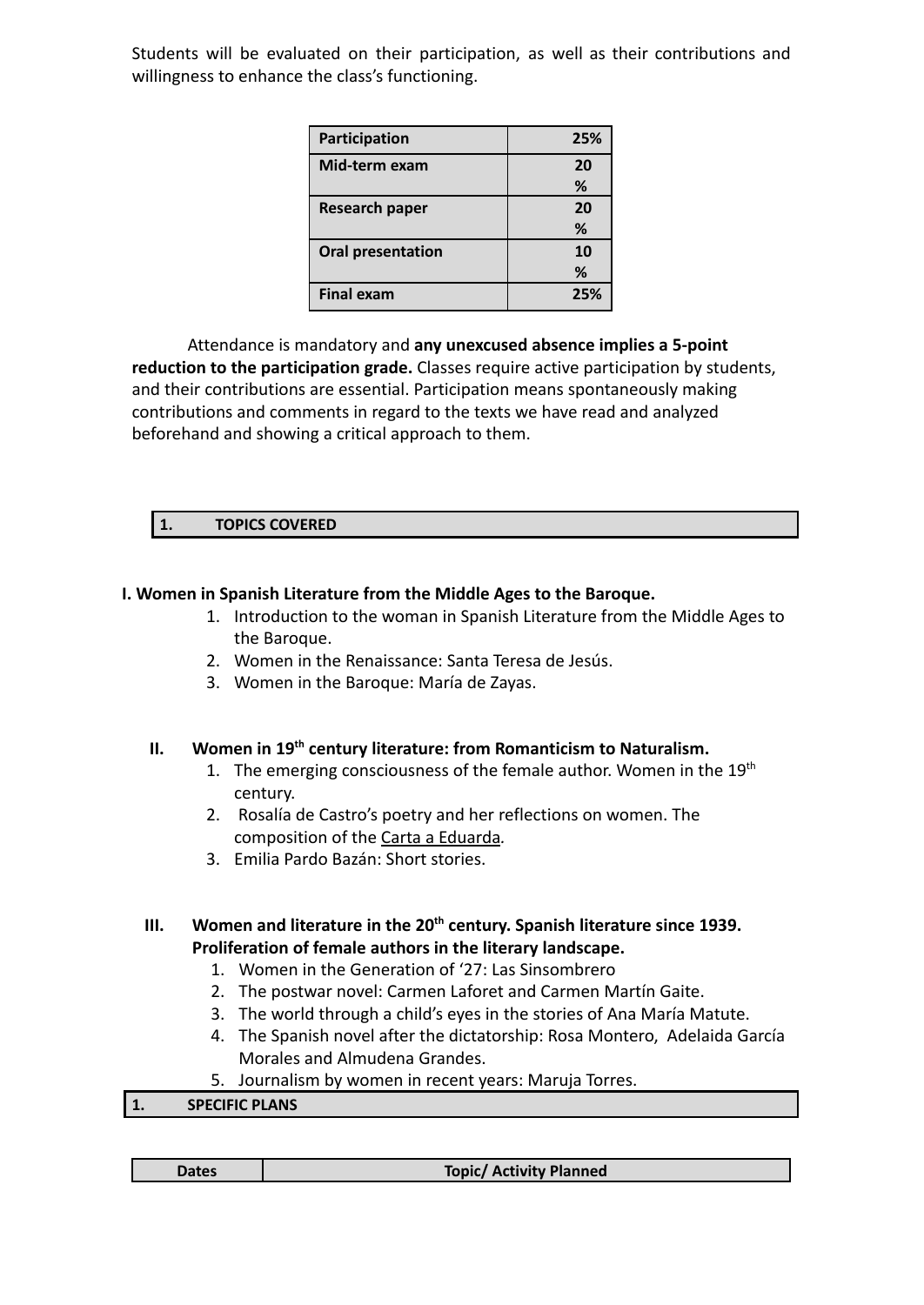Students will be evaluated on their participation, as well as their contributions and willingness to enhance the class's functioning.

| Participation | 25% |
|---|---|
| Mid-term exam | 20 % |
| Research paper | 20 % |
| Oral presentation | 10 % |
| Final exam | 25% |

Attendance is mandatory and **any unexcused absence implies a 5-point reduction to the participation grade.** Classes require active participation by students, and their contributions are essential. Participation means spontaneously making contributions and comments in regard to the texts we have read and analyzed beforehand and showing a critical approach to them.

## 1. TOPICS COVERED

### I. Women in Spanish Literature from the Middle Ages to the Baroque.

1. Introduction to the woman in Spanish Literature from the Middle Ages to the Baroque.
2. Women in the Renaissance: Santa Teresa de Jesús.
3. Women in the Baroque: María de Zayas.

### II. Women in 19th century literature: from Romanticism to Naturalism.

1. The emerging consciousness of the female author. Women in the 19th century.
2. Rosalía de Castro's poetry and her reflections on women. The composition of the Carta a Eduarda.
3. Emilia Pardo Bazán: Short stories.

### III. Women and literature in the 20th century. Spanish literature since 1939. Proliferation of female authors in the literary landscape.

1. Women in the Generation of '27: Las Sinsombrero
2. The postwar novel: Carmen Laforet and Carmen Martín Gaite.
3. The world through a child's eyes in the stories of Ana María Matute.
4. The Spanish novel after the dictatorship: Rosa Montero, Adelaida García Morales and Almudena Grandes.
5. Journalism by women in recent years: Maruja Torres.

## 1. SPECIFIC PLANS

| Dates | Topic/ Activity Planned |
|---|---|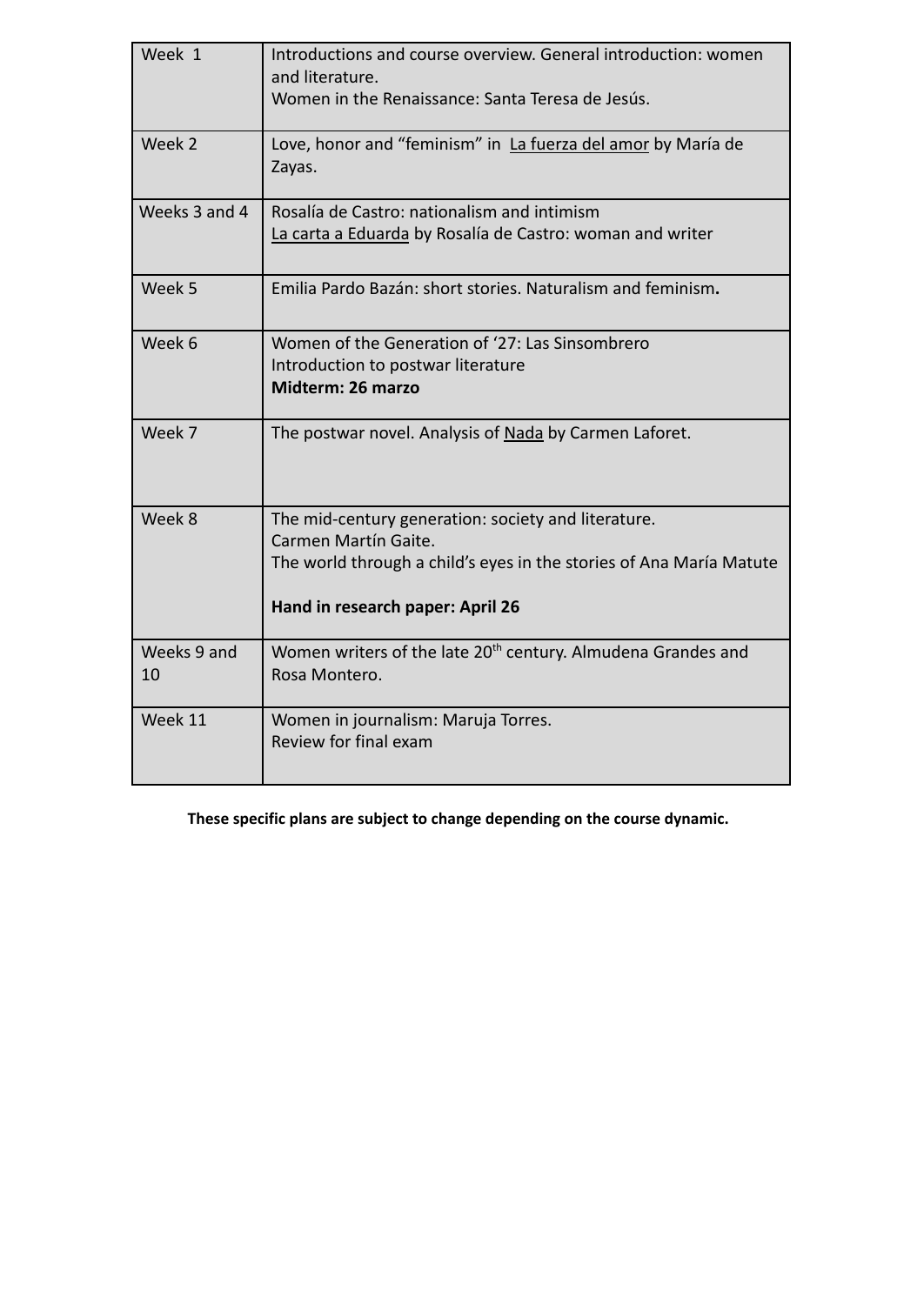| | |
|---|---|
| Week 1 | Introductions and course overview. General introduction: women and literature.<br>Women in the Renaissance: Santa Teresa de Jesús. |
| Week 2 | Love, honor and "feminism" in La fuerza del amor by María de Zayas. |
| Weeks 3 and 4 | Rosalía de Castro: nationalism and intimism<br>La carta a Eduarda by Rosalía de Castro: woman and writer |
| Week 5 | Emilia Pardo Bazán: short stories. Naturalism and feminism**.** |
| Week 6 | Women of the Generation of '27: Las Sinsombrero<br>Introduction to postwar literature<br>**Midterm: 26 marzo** |
| Week 7 | The postwar novel. Analysis of Nada by Carmen Laforet. |
| Week 8 | The mid-century generation: society and literature.<br>Carmen Martín Gaite.<br>The world through a child's eyes in the stories of Ana María Matute<br><br>**Hand in research paper: April 26** |
| Weeks 9 and 10 | Women writers of the late 20th century. Almudena Grandes and Rosa Montero. |
| Week 11 | Women in journalism: Maruja Torres.<br>Review for final exam |

**These specific plans are subject to change depending on the course dynamic.**